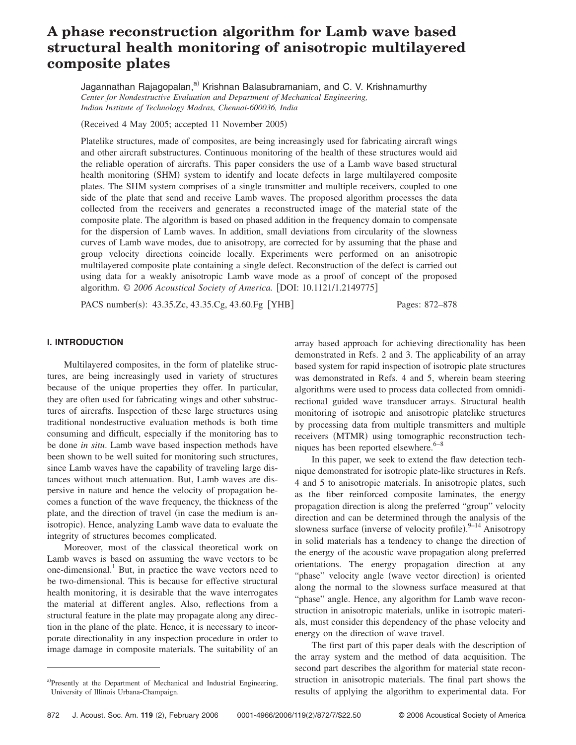# A phase reconstruction algorithm for Lamb wave based structural health monitoring of anisotropic multilayered composite plates

Jagannathan Rajagopalan,[a] Krishnan Balasubramaniam, and C. V. Krishnamurthy

*Center for Nondestructive Evaluation and Department of Mechanical Engineering, Indian Institute of Technology Madras, Chennai-600036, India*

(Received 4 May 2005; accepted 11 November 2005)

Platelike structures, made of composites, are being increasingly used for fabricating aircraft wings and other aircraft substructures. Continuous monitoring of the health of these structures would aid the reliable operation of aircrafts. This paper considers the use of a Lamb wave based structural health monitoring (SHM) system to identify and locate defects in large multilayered composite plates. The SHM system comprises of a single transmitter and multiple receivers, coupled to one side of the plate that send and receive Lamb waves. The proposed algorithm processes the data collected from the receivers and generates a reconstructed image of the material state of the composite plate. The algorithm is based on phased addition in the frequency domain to compensate for the dispersion of Lamb waves. In addition, small deviations from circularity of the slowness curves of Lamb wave modes, due to anisotropy, are corrected for by assuming that the phase and group velocity directions coincide locally. Experiments were performed on an anisotropic multilayered composite plate containing a single defect. Reconstruction of the defect is carried out using data for a weakly anisotropic Lamb wave mode as a proof of concept of the proposed algorithm. *© 2006 Acoustical Society of America.* [DOI: 10.1121/1.2149775]

PACS number(s): 43.35.Zc, 43.35.Cg, 43.60.Fg [YHB] Pages: 872–878

## I. INTRODUCTION

Multilayered composites, in the form of platelike structures, are being increasingly used in variety of structures because of the unique properties they offer. In particular, they are often used for fabricating wings and other substructures of aircrafts. Inspection of these large structures using traditional nondestructive evaluation methods is both time consuming and difficult, especially if the monitoring has to be done *in situ*. Lamb wave based inspection methods have been shown to be well suited for monitoring such structures, since Lamb waves have the capability of traveling large distances without much attenuation. But, Lamb waves are dispersive in nature and hence the velocity of propagation becomes a function of the wave frequency, the thickness of the plate, and the direction of travel (in case the medium is anisotropic). Hence, analyzing Lamb wave data to evaluate the integrity of structures becomes complicated.

Moreover, most of the classical theoretical work on Lamb waves is based on assuming the wave vectors to be one-dimensional.[1] But, in practice the wave vectors need to be two-dimensional. This is because for effective structural health monitoring, it is desirable that the wave interrogates the material at different angles. Also, reflections from a structural feature in the plate may propagate along any direction in the plane of the plate. Hence, it is necessary to incorporate directionality in any inspection procedure in order to image damage in composite materials. The suitability of an array based approach for achieving directionality has been demonstrated in Refs. 2 and 3. The applicability of an array based system for rapid inspection of isotropic plate structures was demonstrated in Refs. 4 and 5, wherein beam steering algorithms were used to process data collected from omnidirectional guided wave transducer arrays. Structural health monitoring of isotropic and anisotropic platelike structures by processing data from multiple transmitters and multiple receivers (MTMR) using tomographic reconstruction techniques has been reported elsewhere.[6–8]

In this paper, we seek to extend the flaw detection technique demonstrated for isotropic plate-like structures in Refs. 4 and 5 to anisotropic materials. In anisotropic plates, such as the fiber reinforced composite laminates, the energy propagation direction is along the preferred "group" velocity direction and can be determined through the analysis of the slowness surface (inverse of velocity profile).[9–14] Anisotropy in solid materials has a tendency to change the direction of the energy of the acoustic wave propagation along preferred orientations. The energy propagation direction at any "phase" velocity angle (wave vector direction) is oriented along the normal to the slowness surface measured at that "phase" angle. Hence, any algorithm for Lamb wave reconstruction in anisotropic materials, unlike in isotropic materials, must consider this dependency of the phase velocity and energy on the direction of wave travel.

The first part of this paper deals with the description of the array system and the method of data acquisition. The second part describes the algorithm for material state reconstruction in anisotropic materials. The final part shows the results of applying the algorithm to experimental data. For

[a]Presently at the Department of Mechanical and Industrial Engineering, University of Illinois Urbana-Champaign.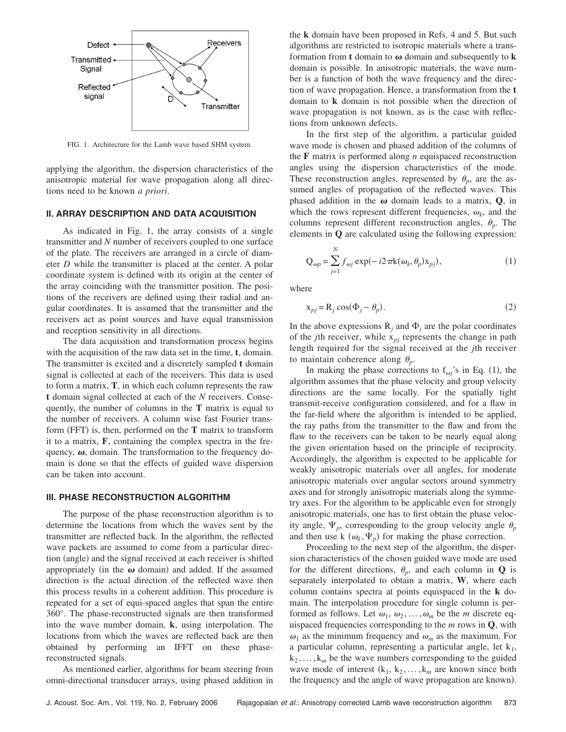FIG. 1. Architecture for the Lamb wave based SHM system.

applying the algorithm, the dispersion characteristics of the anisotropic material for wave propagation along all directions need to be known *a priori*.

## II. ARRAY DESCRIPTION AND DATA ACQUISITION

As indicated in Fig. 1, the array consists of a single transmitter and $N$ number of receivers coupled to one surface of the plate. The receivers are arranged in a circle of diameter $D$ while the transmitter is placed at the center. A polar coordinate system is defined with its origin at the center of the array coinciding with the transmitter position. The positions of the receivers are defined using their radial and angular coordinates. It is assumed that the transmitter and the receivers act as point sources and have equal transmission and reception sensitivity in all directions.

The data acquisition and transformation process begins with the acquisition of the raw data set in the time, **t**, domain. The transmitter is excited and a discretely sampled **t** domain signal is collected at each of the receivers. This data is used to form a matrix, **T**, in which each column represents the raw **t** domain signal collected at each of the $N$ receivers. Consequently, the number of columns in the **T** matrix is equal to the number of receivers. A column wise fast Fourier transform (FFT) is, then, performed on the **T** matrix to transform it to a matrix, **F**, containing the complex spectra in the frequency, $\boldsymbol{\omega}$, domain. The transformation to the frequency domain is done so that the effects of guided wave dispersion can be taken into account.

## III. PHASE RECONSTRUCTION ALGORITHM

The purpose of the phase reconstruction algorithm is to determine the locations from which the waves sent by the transmitter are reflected back. In the algorithm, the reflected wave packets are assumed to come from a particular direction (angle) and the signal received at each receiver is shifted appropriately (in the $\boldsymbol{\omega}$ domain) and added. If the assumed direction is the actual direction of the reflected wave then this process results in a coherent addition. This procedure is repeated for a set of equi-spaced angles that span the entire 360°. The phase-reconstructed signals are then transformed into the wave number domain, **k**, using interpolation. The locations from which the waves are reflected back are then obtained by performing an IFFT on these phase-reconstructed signals.

As mentioned earlier, algorithms for beam steering from omni-directional transducer arrays, using phased addition in the **k** domain have been proposed in Refs. 4 and 5. But such algorithms are restricted to isotropic materials where a transformation from **t** domain to $\boldsymbol{\omega}$ domain and subsequently to **k** domain is possible. In anisotropic materials, the wave number is a function of both the wave frequency and the direction of wave propagation. Hence, a transformation from the **t** domain to **k** domain is not possible when the direction of wave propagation is not known, as is the case with reflections from unknown defects.

In the first step of the algorithm, a particular guided wave mode is chosen and phased addition of the columns of the **F** matrix is performed along $n$ equispaced reconstruction angles using the dispersion characteristics of the mode. These reconstruction angles, represented by $\theta_p$, are the assumed angles of propagation of the reflected waves. This phased addition in the $\boldsymbol{\omega}$ domain leads to a matrix, **Q**, in which the rows represent different frequencies, $\omega_k$, and the columns represent different reconstruction angles, $\theta_p$. The elements in **Q** are calculated using the following expression:

$$\mathrm{Q}_{\omega p} = \sum_{j=1}^{N} \mathrm{f}_{\omega j} \exp(-i 2\pi \mathrm{k}(\omega_k, \theta_p) \mathrm{x}_{pj}), \tag{1}$$

where

$$\mathrm{x}_{pj} = \mathrm{R}_j \cos(\Phi_j - \theta_p). \tag{2}$$

In the above expressions $\mathrm{R}_j$ and $\Phi_j$ are the polar coordinates of the $j$th receiver, while $\mathrm{x}_{pj}$ represents the change in path length required for the signal received at the $j$th receiver to maintain coherence along $\theta_p$.

In making the phase corrections to $\mathrm{f}_{\omega j}$'s in Eq. (1), the algorithm assumes that the phase velocity and group velocity directions are the same locally. For the spatially tight transmit-receive configuration considered, and for a flaw in the far-field where the algorithm is intended to be applied, the ray paths from the transmitter to the flaw and from the flaw to the receivers can be taken to be nearly equal along the given orientation based on the principle of reciprocity. Accordingly, the algorithm is expected to be applicable for weakly anisotropic materials over all angles, for moderate anisotropic materials over angular sectors around symmetry axes and for strongly anisotropic materials along the symmetry axes. For the algorithm to be applicable even for strongly anisotropic materials, one has to first obtain the phase velocity angle, $\Psi_p$, corresponding to the group velocity angle $\theta_p$ and then use k $(\omega_k, \Psi_p)$ for making the phase correction.

Proceeding to the next step of the algorithm, the dispersion characteristics of the chosen guided wave mode are used for the different directions, $\theta_p$, and each column in **Q** is separately interpolated to obtain a matrix, **W**, where each column contains spectra at points equispaced in the **k** domain. The interpolation procedure for single column is performed as follows. Let $\omega_1, \omega_2, \ldots, \omega_m$ be the $m$ discrete equispaced frequencies corresponding to the $m$ rows in **Q**, with $\omega_1$ as the minimum frequency and $\omega_m$ as the maximum. For a particular column, representing a particular angle, let $\mathrm{k}_1, \mathrm{k}_2, \ldots, \mathrm{k}_m$ be the wave numbers corresponding to the guided wave mode of interest ($\mathrm{k}_1, \mathrm{k}_2, \ldots, \mathrm{k}_m$ are known since both the frequency and the angle of wave propagation are known).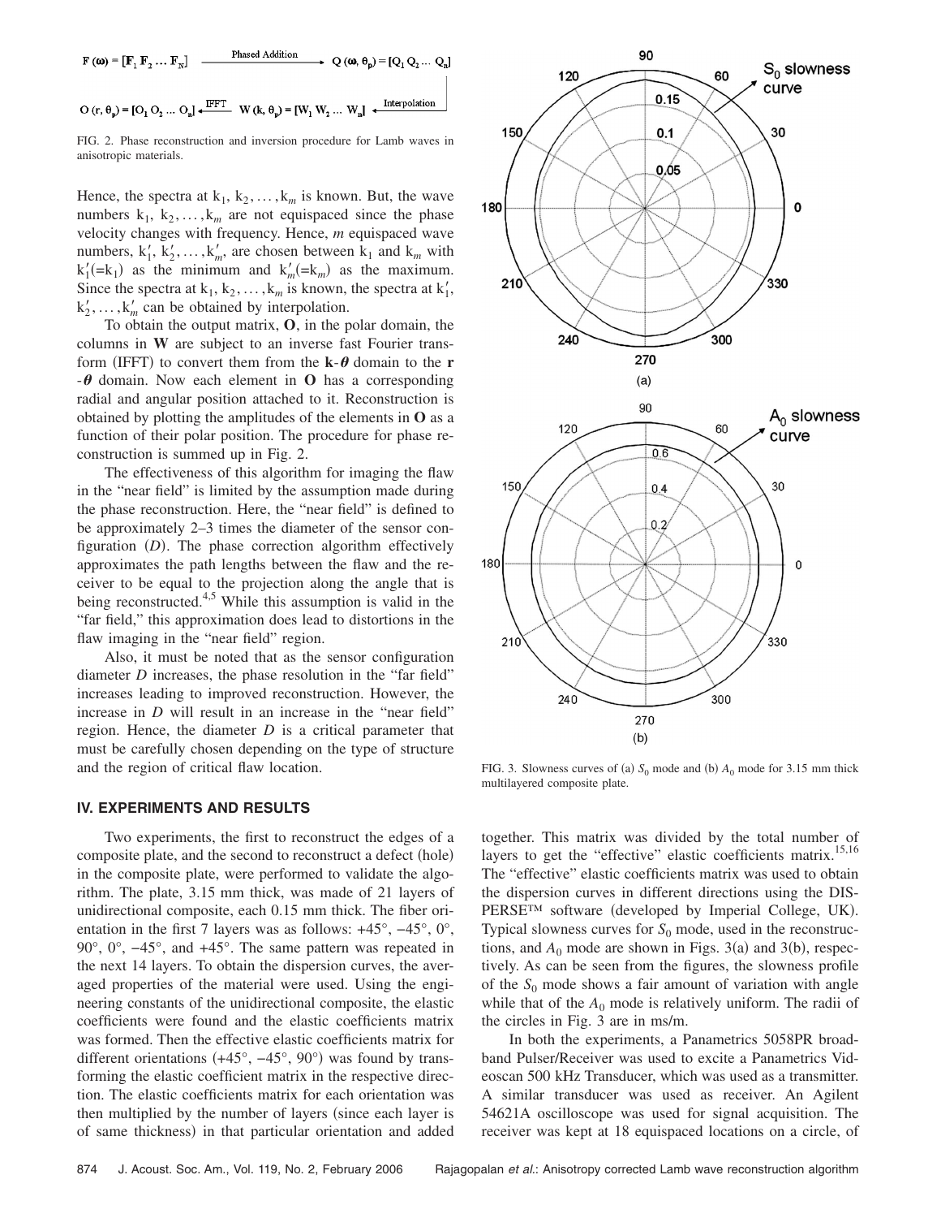$$\mathbf{F}(\omega) = [\mathbf{F}_1\ \mathbf{F}_2 \ldots \mathbf{F}_N] \xrightarrow{\text{Phased Addition}} \mathbf{Q}(\omega, \theta_p) = [\mathbf{Q}_1\ \mathbf{Q}_2 \ldots \mathbf{Q}_n]$$

$$\mathbf{O}(r, \theta_p) = [\mathbf{O}_1\ \mathbf{O}_2 \ldots \mathbf{O}_n] \xleftarrow{\text{IFFT}} \mathbf{W}(k, \theta_p) = [\mathbf{W}_1\ \mathbf{W}_2 \ldots \mathbf{W}_n] \xleftarrow{\text{Interpolation}}$$

FIG. 2. Phase reconstruction and inversion procedure for Lamb waves in anisotropic materials.

Hence, the spectra at $k_1, k_2, \ldots, k_m$ is known. But, the wave numbers $k_1, k_2, \ldots, k_m$ are not equispaced since the phase velocity changes with frequency. Hence, $m$ equispaced wave numbers, $k_1', k_2', \ldots, k_m'$, are chosen between $k_1$ and $k_m$ with $k_1'(=k_1)$ as the minimum and $k_m'(=k_m)$ as the maximum. Since the spectra at $k_1, k_2, \ldots, k_m$ is known, the spectra at $k_1'$, $k_2', \ldots, k_m'$ can be obtained by interpolation.

To obtain the output matrix, **O**, in the polar domain, the columns in **W** are subject to an inverse fast Fourier transform (IFFT) to convert them from the $\mathbf{k}$-$\boldsymbol{\theta}$ domain to the $\mathbf{r}$-$\boldsymbol{\theta}$ domain. Now each element in **O** has a corresponding radial and angular position attached to it. Reconstruction is obtained by plotting the amplitudes of the elements in **O** as a function of their polar position. The procedure for phase reconstruction is summed up in Fig. 2.

The effectiveness of this algorithm for imaging the flaw in the "near field" is limited by the assumption made during the phase reconstruction. Here, the "near field" is defined to be approximately 2–3 times the diameter of the sensor configuration ($D$). The phase correction algorithm effectively approximates the path lengths between the flaw and the receiver to be equal to the projection along the angle that is being reconstructed.[4,5] While this assumption is valid in the "far field," this approximation does lead to distortions in the flaw imaging in the "near field" region.

Also, it must be noted that as the sensor configuration diameter $D$ increases, the phase resolution in the "far field" increases leading to improved reconstruction. However, the increase in $D$ will result in an increase in the "near field" region. Hence, the diameter $D$ is a critical parameter that must be carefully chosen depending on the type of structure and the region of critical flaw location.

FIG. 3. Slowness curves of (a) $S_0$ mode and (b) $A_0$ mode for 3.15 mm thick multilayered composite plate.

## IV. EXPERIMENTS AND RESULTS

Two experiments, the first to reconstruct the edges of a composite plate, and the second to reconstruct a defect (hole) in the composite plate, were performed to validate the algorithm. The plate, 3.15 mm thick, was made of 21 layers of unidirectional composite, each 0.15 mm thick. The fiber orientation in the first 7 layers was as follows: +45°, −45°, 0°, 90°, 0°, −45°, and +45°. The same pattern was repeated in the next 14 layers. To obtain the dispersion curves, the averaged properties of the material were used. Using the engineering constants of the unidirectional composite, the elastic coefficients were found and the elastic coefficients matrix was formed. Then the effective elastic coefficients matrix for different orientations (+45°, −45°, 90°) was found by transforming the elastic coefficient matrix in the respective direction. The elastic coefficients matrix for each orientation was then multiplied by the number of layers (since each layer is of same thickness) in that particular orientation and added together. This matrix was divided by the total number of layers to get the "effective" elastic coefficients matrix.[15,16] The "effective" elastic coefficients matrix was used to obtain the dispersion curves in different directions using the DISPERSE™ software (developed by Imperial College, UK). Typical slowness curves for $S_0$ mode, used in the reconstructions, and $A_0$ mode are shown in Figs. 3(a) and 3(b), respectively. As can be seen from the figures, the slowness profile of the $S_0$ mode shows a fair amount of variation with angle while that of the $A_0$ mode is relatively uniform. The radii of the circles in Fig. 3 are in ms/m.

In both the experiments, a Panametrics 5058PR broadband Pulser/Receiver was used to excite a Panametrics Videoscan 500 kHz Transducer, which was used as a transmitter. A similar transducer was used as receiver. An Agilent 54621A oscilloscope was used for signal acquisition. The receiver was kept at 18 equispaced locations on a circle, of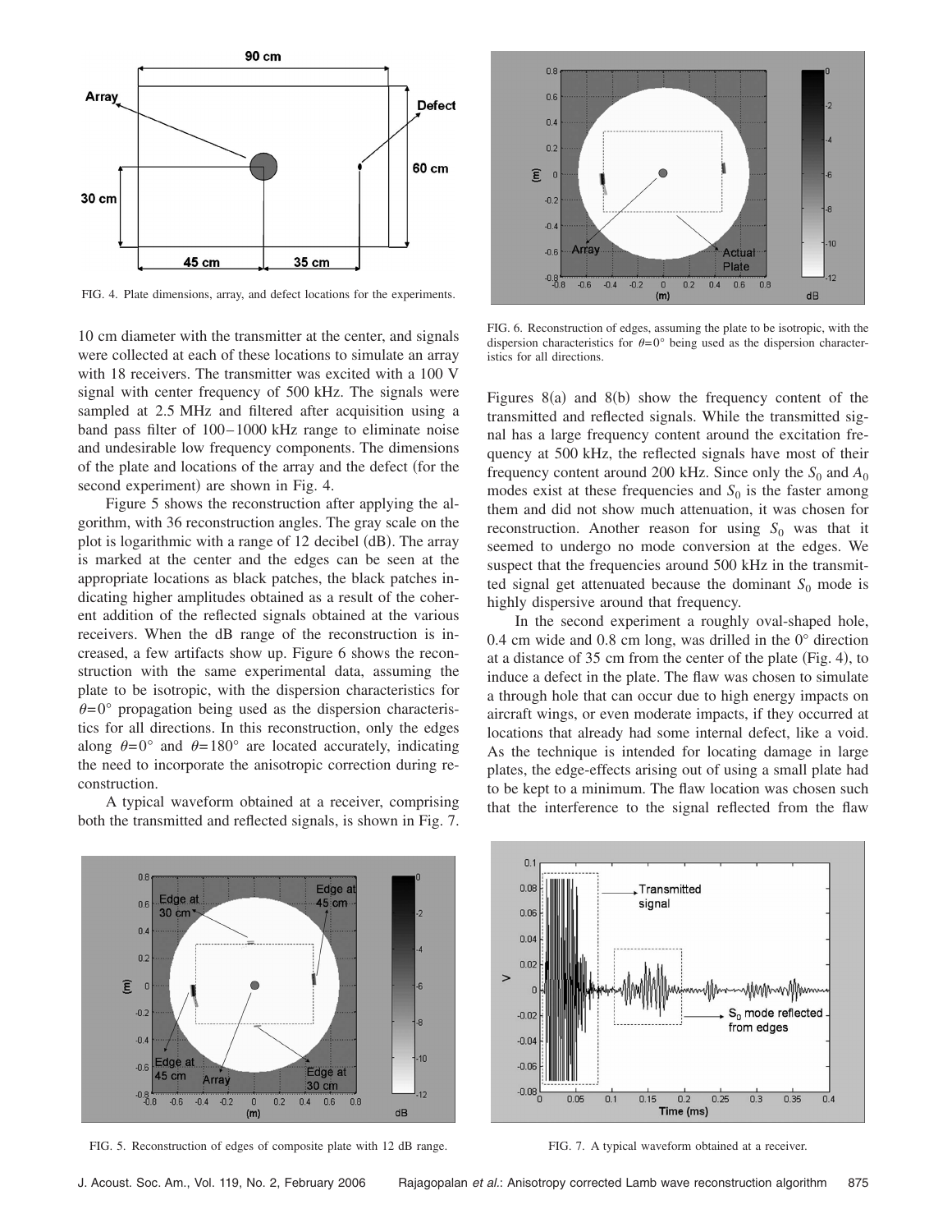FIG. 4. Plate dimensions, array, and defect locations for the experiments.

10 cm diameter with the transmitter at the center, and signals were collected at each of these locations to simulate an array with 18 receivers. The transmitter was excited with a 100 V signal with center frequency of 500 kHz. The signals were sampled at 2.5 MHz and filtered after acquisition using a band pass filter of 100–1000 kHz range to eliminate noise and undesirable low frequency components. The dimensions of the plate and locations of the array and the defect (for the second experiment) are shown in Fig. 4.

Figure 5 shows the reconstruction after applying the algorithm, with 36 reconstruction angles. The gray scale on the plot is logarithmic with a range of 12 decibel (dB). The array is marked at the center and the edges can be seen at the appropriate locations as black patches, the black patches indicating higher amplitudes obtained as a result of the coherent addition of the reflected signals obtained at the various receivers. When the dB range of the reconstruction is increased, a few artifacts show up. Figure 6 shows the reconstruction with the same experimental data, assuming the plate to be isotropic, with the dispersion characteristics for $\theta=0°$ propagation being used as the dispersion characteristics for all directions. In this reconstruction, only the edges along $\theta=0°$ and $\theta=180°$ are located accurately, indicating the need to incorporate the anisotropic correction during reconstruction.

A typical waveform obtained at a receiver, comprising both the transmitted and reflected signals, is shown in Fig. 7.

FIG. 6. Reconstruction of edges, assuming the plate to be isotropic, with the dispersion characteristics for $\theta=0°$ being used as the dispersion characteristics for all directions.

Figures 8(a) and 8(b) show the frequency content of the transmitted and reflected signals. While the transmitted signal has a large frequency content around the excitation frequency at 500 kHz, the reflected signals have most of their frequency content around 200 kHz. Since only the $S_0$ and $A_0$ modes exist at these frequencies and $S_0$ is the faster among them and did not show much attenuation, it was chosen for reconstruction. Another reason for using $S_0$ was that it seemed to undergo no mode conversion at the edges. We suspect that the frequencies around 500 kHz in the transmitted signal get attenuated because the dominant $S_0$ mode is highly dispersive around that frequency.

In the second experiment a roughly oval-shaped hole, 0.4 cm wide and 0.8 cm long, was drilled in the 0° direction at a distance of 35 cm from the center of the plate (Fig. 4), to induce a defect in the plate. The flaw was chosen to simulate a through hole that can occur due to high energy impacts on aircraft wings, or even moderate impacts, if they occurred at locations that already had some internal defect, like a void. As the technique is intended for locating damage in large plates, the edge-effects arising out of using a small plate had to be kept to a minimum. The flaw location was chosen such that the interference to the signal reflected from the flaw

FIG. 5. Reconstruction of edges of composite plate with 12 dB range.

FIG. 7. A typical waveform obtained at a receiver.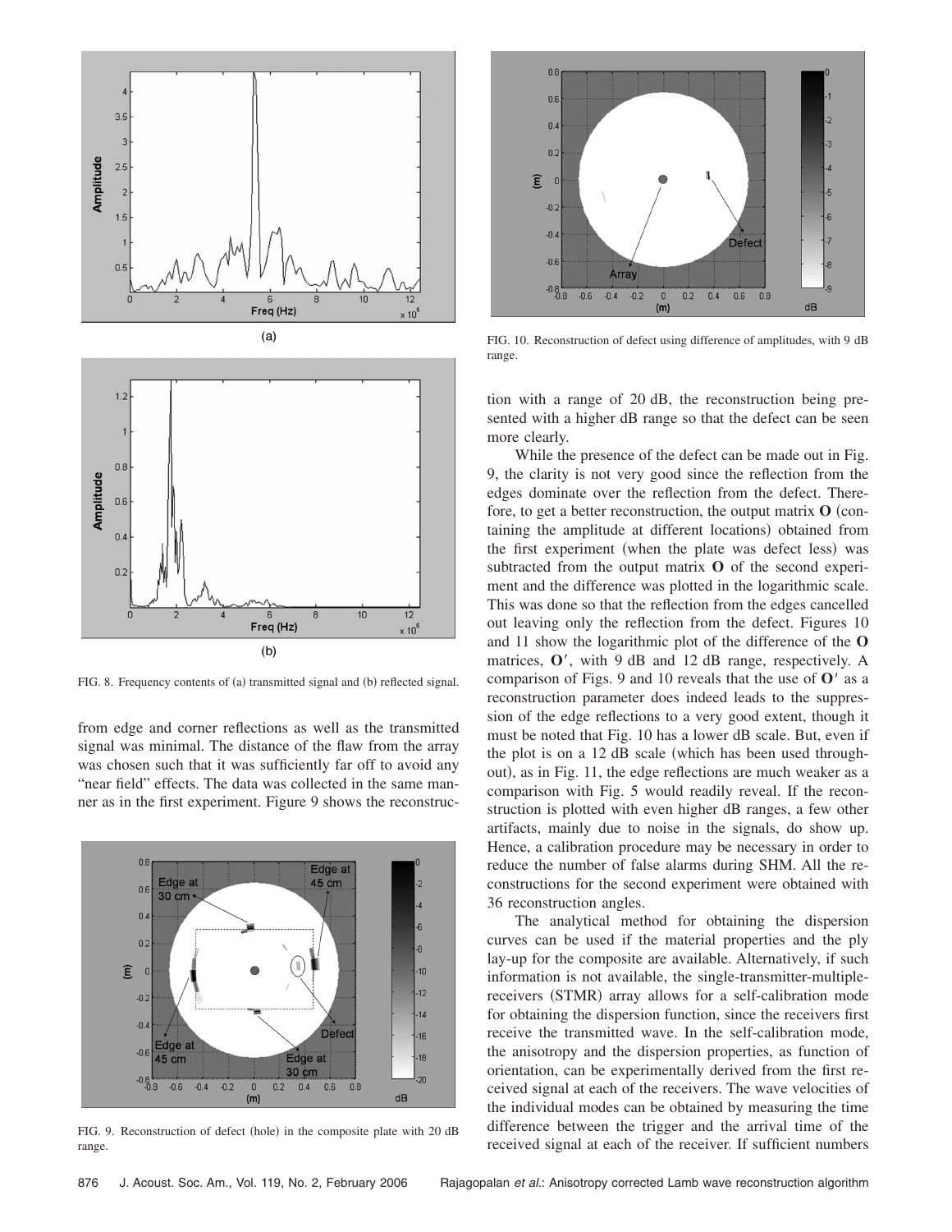FIG. 8. Frequency contents of (a) transmitted signal and (b) reflected signal.

from edge and corner reflections as well as the transmitted signal was minimal. The distance of the flaw from the array was chosen such that it was sufficiently far off to avoid any "near field" effects. The data was collected in the same manner as in the first experiment. Figure 9 shows the reconstruction with a range of 20 dB, the reconstruction being presented with a higher dB range so that the defect can be seen more clearly.

FIG. 9. Reconstruction of defect (hole) in the composite plate with 20 dB range.

FIG. 10. Reconstruction of defect using difference of amplitudes, with 9 dB range.

While the presence of the defect can be made out in Fig. 9, the clarity is not very good since the reflection from the edges dominate over the reflection from the defect. Therefore, to get a better reconstruction, the output matrix **O** (containing the amplitude at different locations) obtained from the first experiment (when the plate was defect less) was subtracted from the output matrix **O** of the second experiment and the difference was plotted in the logarithmic scale. This was done so that the reflection from the edges cancelled out leaving only the reflection from the defect. Figures 10 and 11 show the logarithmic plot of the difference of the **O** matrices, $\mathbf{O}'$, with 9 dB and 12 dB range, respectively. A comparison of Figs. 9 and 10 reveals that the use of $\mathbf{O}'$ as a reconstruction parameter does indeed leads to the suppression of the edge reflections to a very good extent, though it must be noted that Fig. 10 has a lower dB scale. But, even if the plot is on a 12 dB scale (which has been used throughout), as in Fig. 11, the edge reflections are much weaker as a comparison with Fig. 5 would readily reveal. If the reconstruction is plotted with even higher dB ranges, a few other artifacts, mainly due to noise in the signals, do show up. Hence, a calibration procedure may be necessary in order to reduce the number of false alarms during SHM. All the reconstructions for the second experiment were obtained with 36 reconstruction angles.

The analytical method for obtaining the dispersion curves can be used if the material properties and the ply lay-up for the composite are available. Alternatively, if such information is not available, the single-transmitter-multiple-receivers (STMR) array allows for a self-calibration mode for obtaining the dispersion function, since the receivers first receive the transmitted wave. In the self-calibration mode, the anisotropy and the dispersion properties, as function of orientation, can be experimentally derived from the first received signal at each of the receivers. The wave velocities of the individual modes can be obtained by measuring the time difference between the trigger and the arrival time of the received signal at each of the receiver. If sufficient numbers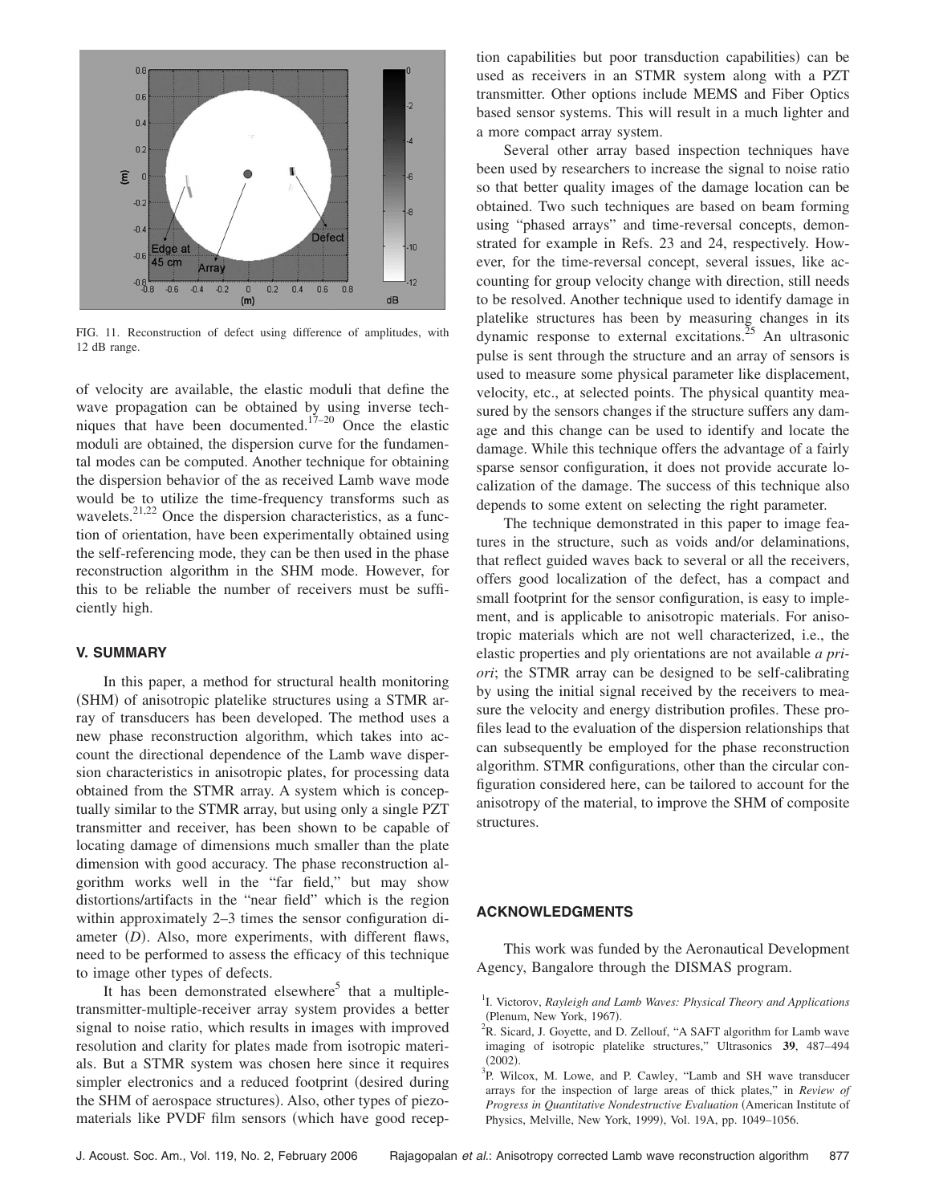0.8
0.6
0.4
0.2
(m) 0
-0.2
-0.4
-0.6
-0.8
-0.8 -0.6 -0.4 -0.2 0 0.2 0.4 0.6 0.8
(m)

0
-2
-4
-6
-8
-10
-12
dB

Edge at 45 cm
Array
Defect

FIG. 11. Reconstruction of defect using difference of amplitudes, with 12 dB range.

of velocity are available, the elastic moduli that define the wave propagation can be obtained by using inverse techniques that have been documented.[17–20] Once the elastic moduli are obtained, the dispersion curve for the fundamental modes can be computed. Another technique for obtaining the dispersion behavior of the as received Lamb wave mode would be to utilize the time-frequency transforms such as wavelets.[21,22] Once the dispersion characteristics, as a function of orientation, have been experimentally obtained using the self-referencing mode, they can be then used in the phase reconstruction algorithm in the SHM mode. However, for this to be reliable the number of receivers must be sufficiently high.

## V. SUMMARY

In this paper, a method for structural health monitoring (SHM) of anisotropic platelike structures using a STMR array of transducers has been developed. The method uses a new phase reconstruction algorithm, which takes into account the directional dependence of the Lamb wave dispersion characteristics in anisotropic plates, for processing data obtained from the STMR array. A system which is conceptually similar to the STMR array, but using only a single PZT transmitter and receiver, has been shown to be capable of locating damage of dimensions much smaller than the plate dimension with good accuracy. The phase reconstruction algorithm works well in the "far field," but may show distortions/artifacts in the "near field" which is the region within approximately 2–3 times the sensor configuration diameter ($D$). Also, more experiments, with different flaws, need to be performed to assess the efficacy of this technique to image other types of defects.

It has been demonstrated elsewhere[5] that a multiple-transmitter-multiple-receiver array system provides a better signal to noise ratio, which results in images with improved resolution and clarity for plates made from isotropic materials. But a STMR system was chosen here since it requires simpler electronics and a reduced footprint (desired during the SHM of aerospace structures). Also, other types of piezomaterials like PVDF film sensors (which have good reception capabilities but poor transduction capabilities) can be used as receivers in an STMR system along with a PZT transmitter. Other options include MEMS and Fiber Optics based sensor systems. This will result in a much lighter and a more compact array system.

Several other array based inspection techniques have been used by researchers to increase the signal to noise ratio so that better quality images of the damage location can be obtained. Two such techniques are based on beam forming using "phased arrays" and time-reversal concepts, demonstrated for example in Refs. 23 and 24, respectively. However, for the time-reversal concept, several issues, like accounting for group velocity change with direction, still needs to be resolved. Another technique used to identify damage in platelike structures has been by measuring changes in its dynamic response to external excitations.[25] An ultrasonic pulse is sent through the structure and an array of sensors is used to measure some physical parameter like displacement, velocity, etc., at selected points. The physical quantity measured by the sensors changes if the structure suffers any damage and this change can be used to identify and locate the damage. While this technique offers the advantage of a fairly sparse sensor configuration, it does not provide accurate localization of the damage. The success of this technique also depends to some extent on selecting the right parameter.

The technique demonstrated in this paper to image features in the structure, such as voids and/or delaminations, that reflect guided waves back to several or all the receivers, offers good localization of the defect, has a compact and small footprint for the sensor configuration, is easy to implement, and is applicable to anisotropic materials. For anisotropic materials which are not well characterized, i.e., the elastic properties and ply orientations are not available *a priori*; the STMR array can be designed to be self-calibrating by using the initial signal received by the receivers to measure the velocity and energy distribution profiles. These profiles lead to the evaluation of the dispersion relationships that can subsequently be employed for the phase reconstruction algorithm. STMR configurations, other than the circular configuration considered here, can be tailored to account for the anisotropy of the material, to improve the SHM of composite structures.

## ACKNOWLEDGMENTS

This work was funded by the Aeronautical Development Agency, Bangalore through the DISMAS program.

[1] I. Victorov, *Rayleigh and Lamb Waves: Physical Theory and Applications* (Plenum, New York, 1967).

[2] R. Sicard, J. Goyette, and D. Zellouf, "A SAFT algorithm for Lamb wave imaging of isotropic platelike structures," Ultrasonics **39**, 487–494 (2002).

[3] P. Wilcox, M. Lowe, and P. Cawley, "Lamb and SH wave transducer arrays for the inspection of large areas of thick plates," in *Review of Progress in Quantitative Nondestructive Evaluation* (American Institute of Physics, Melville, New York, 1999), Vol. 19A, pp. 1049–1056.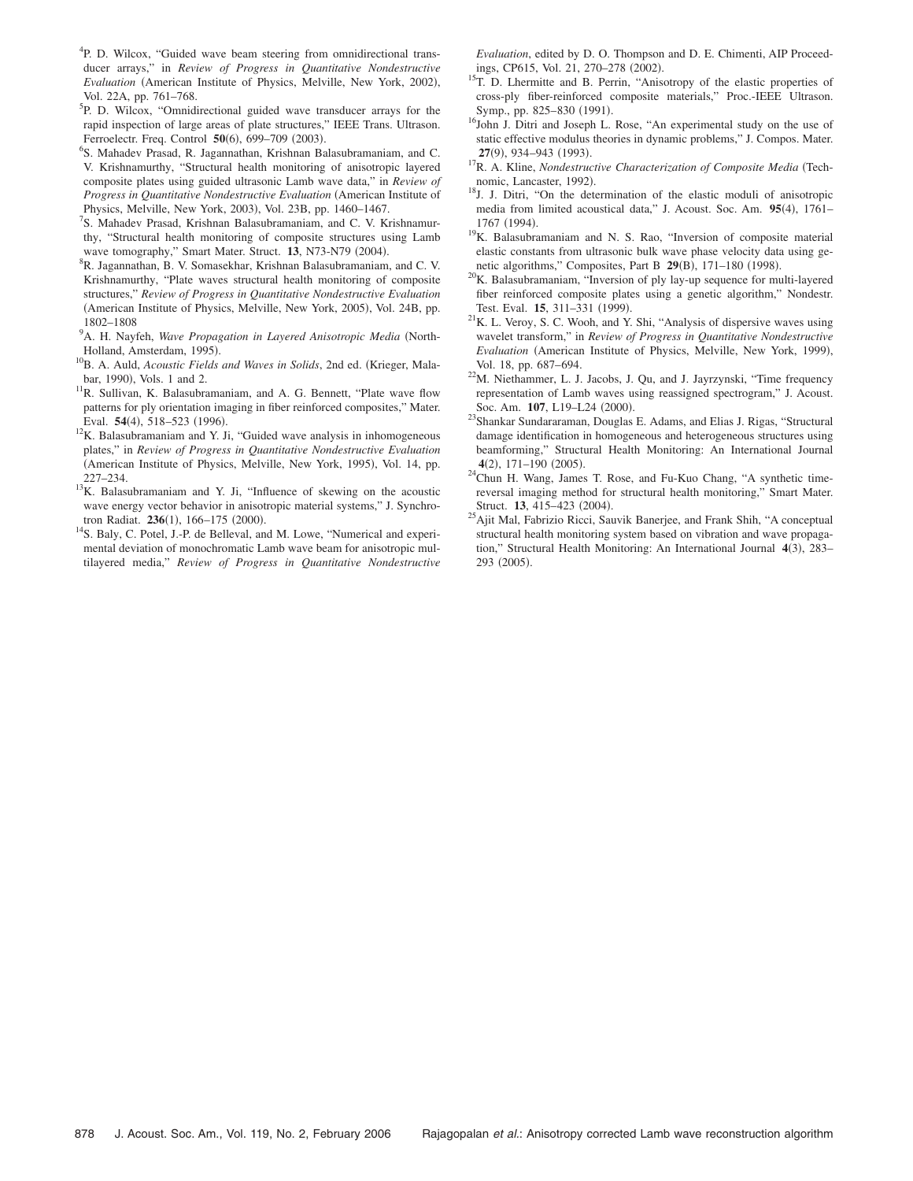[4]P. D. Wilcox, "Guided wave beam steering from omnidirectional transducer arrays," in *Review of Progress in Quantitative Nondestructive Evaluation* (American Institute of Physics, Melville, New York, 2002), Vol. 22A, pp. 761–768.

[5]P. D. Wilcox, "Omnidirectional guided wave transducer arrays for the rapid inspection of large areas of plate structures," IEEE Trans. Ultrason. Ferroelectr. Freq. Control **50**(6), 699–709 (2003).

[6]S. Mahadev Prasad, R. Jagannathan, Krishnan Balasubramaniam, and C. V. Krishnamurthy, "Structural health monitoring of anisotropic layered composite plates using guided ultrasonic Lamb wave data," in *Review of Progress in Quantitative Nondestructive Evaluation* (American Institute of Physics, Melville, New York, 2003), Vol. 23B, pp. 1460–1467.

[7]S. Mahadev Prasad, Krishnan Balasubramaniam, and C. V. Krishnamurthy, "Structural health monitoring of composite structures using Lamb wave tomography," Smart Mater. Struct. **13**, N73-N79 (2004).

[8]R. Jagannathan, B. V. Somasekhar, Krishnan Balasubramaniam, and C. V. Krishnamurthy, "Plate waves structural health monitoring of composite structures," *Review of Progress in Quantitative Nondestructive Evaluation* (American Institute of Physics, Melville, New York, 2005), Vol. 24B, pp. 1802–1808

[9]A. H. Nayfeh, *Wave Propagation in Layered Anisotropic Media* (North-Holland, Amsterdam, 1995).

[10]B. A. Auld, *Acoustic Fields and Waves in Solids*, 2nd ed. (Krieger, Malabar, 1990), Vols. 1 and 2.

[11]R. Sullivan, K. Balasubramaniam, and A. G. Bennett, "Plate wave flow patterns for ply orientation imaging in fiber reinforced composites," Mater. Eval. **54**(4), 518–523 (1996).

[12]K. Balasubramaniam and Y. Ji, "Guided wave analysis in inhomogeneous plates," in *Review of Progress in Quantitative Nondestructive Evaluation* (American Institute of Physics, Melville, New York, 1995), Vol. 14, pp. 227–234.

[13]K. Balasubramaniam and Y. Ji, "Influence of skewing on the acoustic wave energy vector behavior in anisotropic material systems," J. Synchrotron Radiat. **236**(1), 166–175 (2000).

[14]S. Baly, C. Potel, J.-P. de Belleval, and M. Lowe, "Numerical and experimental deviation of monochromatic Lamb wave beam for anisotropic multilayered media," *Review of Progress in Quantitative Nondestructive Evaluation*, edited by D. O. Thompson and D. E. Chimenti, AIP Proceedings, CP615, Vol. 21, 270–278 (2002).

[15]T. D. Lhermitte and B. Perrin, "Anisotropy of the elastic properties of cross-ply fiber-reinforced composite materials," Proc.-IEEE Ultrason. Symp., pp. 825–830 (1991).

[16]John J. Ditri and Joseph L. Rose, "An experimental study on the use of static effective modulus theories in dynamic problems," J. Compos. Mater. **27**(9), 934–943 (1993).

[17]R. A. Kline, *Nondestructive Characterization of Composite Media* (Technomic, Lancaster, 1992).

[18]J. J. Ditri, "On the determination of the elastic moduli of anisotropic media from limited acoustical data," J. Acoust. Soc. Am. **95**(4), 1761–1767 (1994).

[19]K. Balasubramaniam and N. S. Rao, "Inversion of composite material elastic constants from ultrasonic bulk wave phase velocity data using genetic algorithms," Composites, Part B **29**(B), 171–180 (1998).

[20]K. Balasubramaniam, "Inversion of ply lay-up sequence for multi-layered fiber reinforced composite plates using a genetic algorithm," Nondestr. Test. Eval. **15**, 311–331 (1999).

[21]K. L. Veroy, S. C. Wooh, and Y. Shi, "Analysis of dispersive waves using wavelet transform," in *Review of Progress in Quantitative Nondestructive Evaluation* (American Institute of Physics, Melville, New York, 1999), Vol. 18, pp. 687–694.

[22]M. Niethammer, L. J. Jacobs, J. Qu, and J. Jayrzynski, "Time frequency representation of Lamb waves using reassigned spectrogram," J. Acoust. Soc. Am. **107**, L19–L24 (2000).

[23]Shankar Sundararaman, Douglas E. Adams, and Elias J. Rigas, "Structural damage identification in homogeneous and heterogeneous structures using beamforming," Structural Health Monitoring: An International Journal **4**(2), 171–190 (2005).

[24]Chun H. Wang, James T. Rose, and Fu-Kuo Chang, "A synthetic time-reversal imaging method for structural health monitoring," Smart Mater. Struct. **13**, 415–423 (2004).

[25]Ajit Mal, Fabrizio Ricci, Sauvik Banerjee, and Frank Shih, "A conceptual structural health monitoring system based on vibration and wave propagation," Structural Health Monitoring: An International Journal **4**(3), 283–293 (2005).